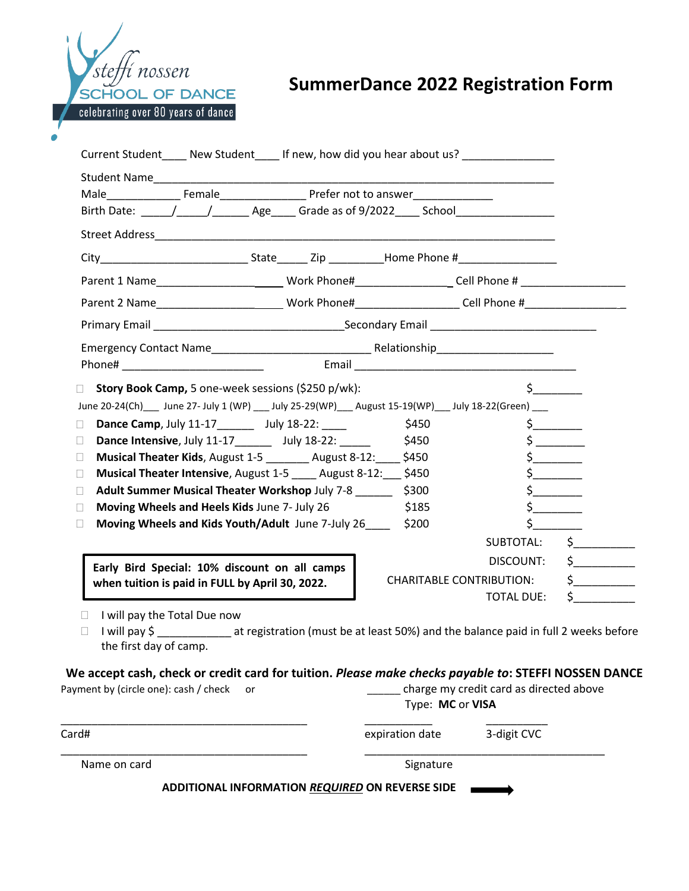steffi nossen
SCHOOL OF DANCE
celebrating over 80 years of dance

# SummerDance 2022 Registration Form

Current Student____ New Student____ If new, how did you hear about us? _______________

Student Name_______________________________________________________________

Male____________ Female______________ Prefer not to answer_____________

Birth Date: _____/_____/______ Age____ Grade as of 9/2022____ School________________

Street Address______________________________________________________________

City________________________ State_____ Zip _________Home Phone #________________

Parent 1 Name_____________________ Work Phone#________________ Cell Phone # _________________

Parent 2 Name_____________________ Work Phone#________________ Cell Phone #_________________

Primary Email ________________________________Secondary Email ___________________________

Emergency Contact Name__________________________ Relationship___________________

Phone# ________________________ Email ___________________________________

☐ **Story Book Camp,** 5 one-week sessions ($250 p/wk): $________

June 20-24(Ch)___ June 27- July 1 (WP) ___ July 25-29(WP)___ August 15-19(WP)___ July 18-22(Green) ___

☐ **Dance Camp**, July 11-17______ July 18-22: ____ $450 $________

☐ **Dance Intensive**, July 11-17______ July 18-22: _____ $450 $ ________

☐ **Musical Theater Kids**, August 1-5 _______ August 8-12:____ $450 $________

☐ **Musical Theater Intensive**, August 1-5 ____ August 8-12:___ $450 $________

☐ **Adult Summer Musical Theater Workshop** July 7-8 ______ $300 $________

☐ **Moving Wheels and Heels Kids** June 7- July 26 $185 $________

☐ **Moving Wheels and Kids Youth/Adult** June 7-July 26____ $200 $________

SUBTOTAL: $__________

DISCOUNT: $__________

CHARITABLE CONTRIBUTION: $__________

TOTAL DUE: $__________

**Early Bird Special: 10% discount on all camps when tuition is paid in FULL by April 30, 2022.**

☐ I will pay the Total Due now

☐ I will pay $ ____________ at registration (must be at least 50%) and the balance paid in full 2 weeks before the first day of camp.

**We accept cash, check or credit card for tuition.** ***Please make checks payable to*****: STEFFI NOSSEN DANCE**

Payment by (circle one): cash / check or ______ charge my credit card as directed above

Type: **MC** or **VISA**

__________________________________________ ___________ ___________

Card# expiration date 3-digit CVC

__________________________________________ __________________________________________

Name on card Signature

**ADDITIONAL INFORMATION *REQUIRED* ON REVERSE SIDE** ➡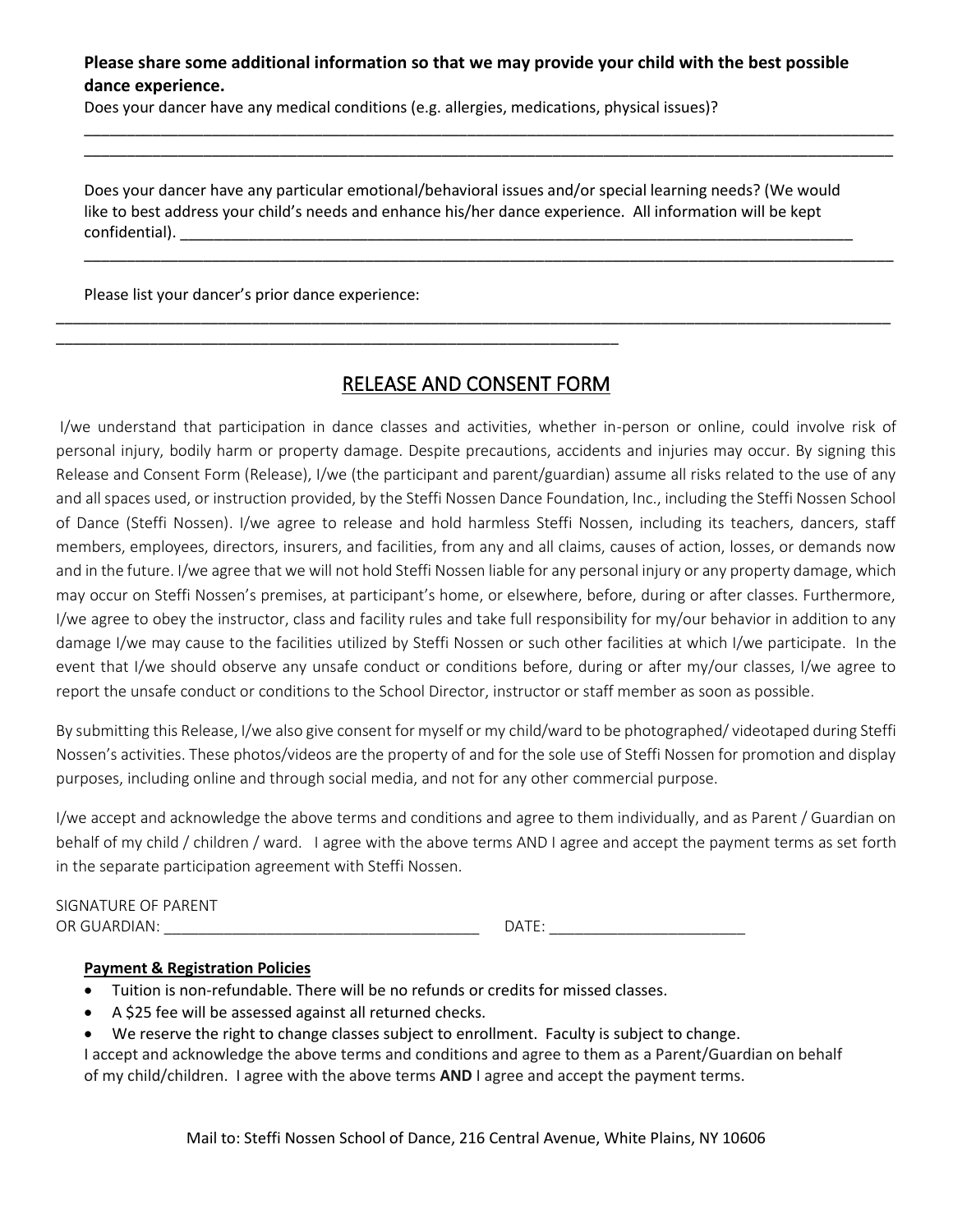**Please share some additional information so that we may provide your child with the best possible dance experience.**

Does your dancer have any medical conditions (e.g. allergies, medications, physical issues)?

_____________________________________________________________________________________________

_____________________________________________________________________________________________

Does your dancer have any particular emotional/behavioral issues and/or special learning needs? (We would like to best address your child's needs and enhance his/her dance experience. All information will be kept confidential). _______________________________________________________________________________

_____________________________________________________________________________________________

Please list your dancer's prior dance experience:

_____________________________________________________________________________________________

_________________________________________________________________

## RELEASE AND CONSENT FORM

I/we understand that participation in dance classes and activities, whether in-person or online, could involve risk of personal injury, bodily harm or property damage. Despite precautions, accidents and injuries may occur. By signing this Release and Consent Form (Release), I/we (the participant and parent/guardian) assume all risks related to the use of any and all spaces used, or instruction provided, by the Steffi Nossen Dance Foundation, Inc., including the Steffi Nossen School of Dance (Steffi Nossen). I/we agree to release and hold harmless Steffi Nossen, including its teachers, dancers, staff members, employees, directors, insurers, and facilities, from any and all claims, causes of action, losses, or demands now and in the future. I/we agree that we will not hold Steffi Nossen liable for any personal injury or any property damage, which may occur on Steffi Nossen's premises, at participant's home, or elsewhere, before, during or after classes. Furthermore, I/we agree to obey the instructor, class and facility rules and take full responsibility for my/our behavior in addition to any damage I/we may cause to the facilities utilized by Steffi Nossen or such other facilities at which I/we participate. In the event that I/we should observe any unsafe conduct or conditions before, during or after my/our classes, I/we agree to report the unsafe conduct or conditions to the School Director, instructor or staff member as soon as possible.

By submitting this Release, I/we also give consent for myself or my child/ward to be photographed/ videotaped during Steffi Nossen's activities. These photos/videos are the property of and for the sole use of Steffi Nossen for promotion and display purposes, including online and through social media, and not for any other commercial purpose.

I/we accept and acknowledge the above terms and conditions and agree to them individually, and as Parent / Guardian on behalf of my child / children / ward. I agree with the above terms AND I agree and accept the payment terms as set forth in the separate participation agreement with Steffi Nossen.

SIGNATURE OF PARENT
OR GUARDIAN: _____________________________________ DATE: _______________________

**Payment & Registration Policies**

- Tuition is non-refundable. There will be no refunds or credits for missed classes.
- A $25 fee will be assessed against all returned checks.
- We reserve the right to change classes subject to enrollment. Faculty is subject to change.

I accept and acknowledge the above terms and conditions and agree to them as a Parent/Guardian on behalf of my child/children. I agree with the above terms **AND** I agree and accept the payment terms.

Mail to: Steffi Nossen School of Dance, 216 Central Avenue, White Plains, NY 10606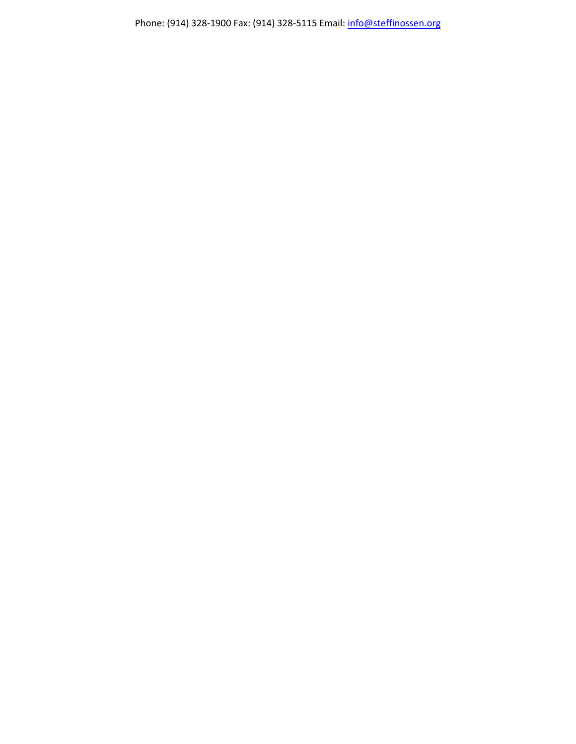Phone: (914) 328-1900 Fax: (914) 328-5115 Email: info@steffinossen.org